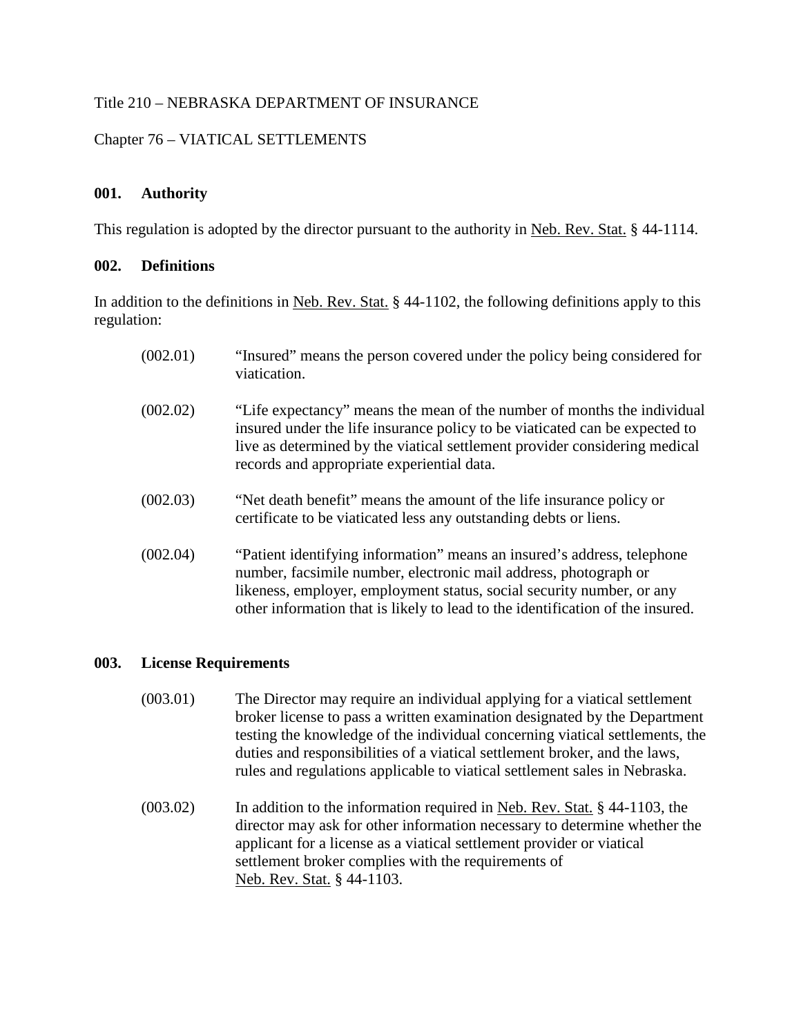Title 210 – NEBRASKA DEPARTMENT OF INSURANCE

Chapter 76 – VIATICAL SETTLEMENTS

## 001. Authority

This regulation is adopted by the director pursuant to the authority in Neb. Rev. Stat. § 44-1114.

## 002. Definitions

In addition to the definitions in Neb. Rev. Stat. § 44-1102, the following definitions apply to this regulation:

(002.01) "Insured" means the person covered under the policy being considered for viatication.

(002.02) "Life expectancy" means the mean of the number of months the individual insured under the life insurance policy to be viaticated can be expected to live as determined by the viatical settlement provider considering medical records and appropriate experiential data.

(002.03) "Net death benefit" means the amount of the life insurance policy or certificate to be viaticated less any outstanding debts or liens.

(002.04) "Patient identifying information" means an insured's address, telephone number, facsimile number, electronic mail address, photograph or likeness, employer, employment status, social security number, or any other information that is likely to lead to the identification of the insured.

## 003. License Requirements

(003.01) The Director may require an individual applying for a viatical settlement broker license to pass a written examination designated by the Department testing the knowledge of the individual concerning viatical settlements, the duties and responsibilities of a viatical settlement broker, and the laws, rules and regulations applicable to viatical settlement sales in Nebraska.

(003.02) In addition to the information required in Neb. Rev. Stat. § 44-1103, the director may ask for other information necessary to determine whether the applicant for a license as a viatical settlement provider or viatical settlement broker complies with the requirements of Neb. Rev. Stat. § 44-1103.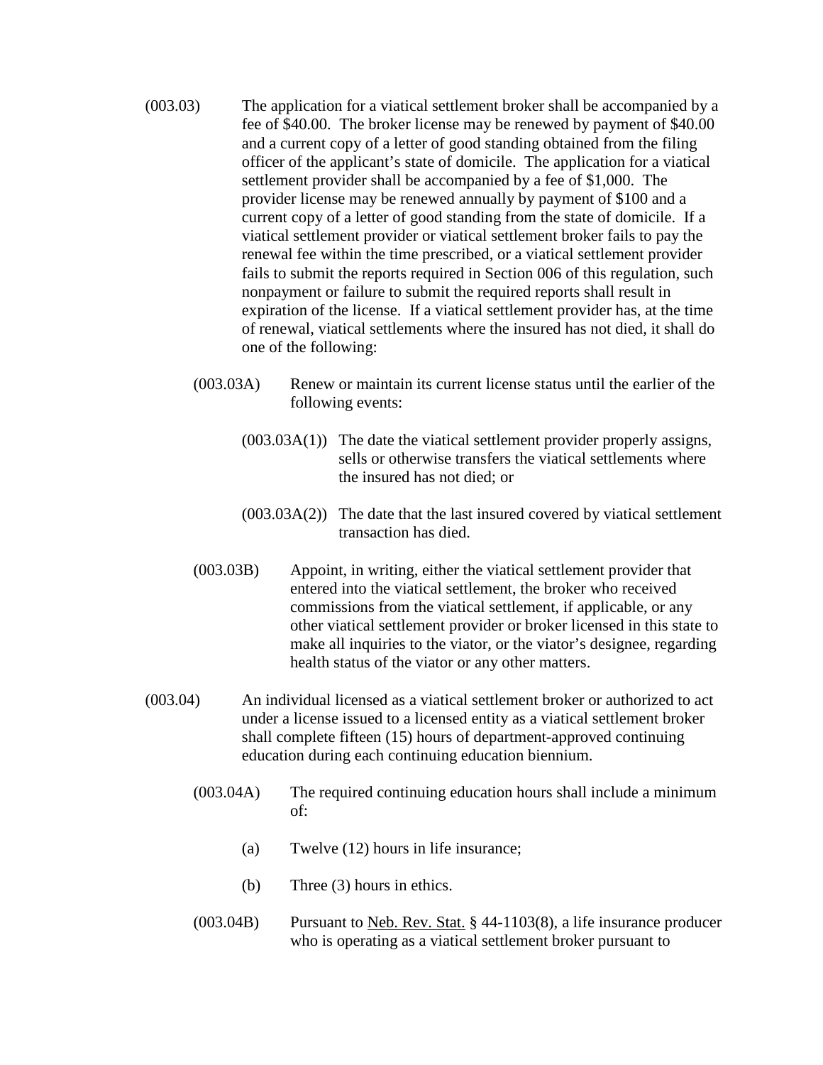(003.03) The application for a viatical settlement broker shall be accompanied by a fee of $40.00. The broker license may be renewed by payment of $40.00 and a current copy of a letter of good standing obtained from the filing officer of the applicant's state of domicile. The application for a viatical settlement provider shall be accompanied by a fee of $1,000. The provider license may be renewed annually by payment of $100 and a current copy of a letter of good standing from the state of domicile. If a viatical settlement provider or viatical settlement broker fails to pay the renewal fee within the time prescribed, or a viatical settlement provider fails to submit the reports required in Section 006 of this regulation, such nonpayment or failure to submit the required reports shall result in expiration of the license. If a viatical settlement provider has, at the time of renewal, viatical settlements where the insured has not died, it shall do one of the following:

(003.03A) Renew or maintain its current license status until the earlier of the following events:

(003.03A(1)) The date the viatical settlement provider properly assigns, sells or otherwise transfers the viatical settlements where the insured has not died; or

(003.03A(2)) The date that the last insured covered by viatical settlement transaction has died.

(003.03B) Appoint, in writing, either the viatical settlement provider that entered into the viatical settlement, the broker who received commissions from the viatical settlement, if applicable, or any other viatical settlement provider or broker licensed in this state to make all inquiries to the viator, or the viator's designee, regarding health status of the viator or any other matters.

(003.04) An individual licensed as a viatical settlement broker or authorized to act under a license issued to a licensed entity as a viatical settlement broker shall complete fifteen (15) hours of department-approved continuing education during each continuing education biennium.

(003.04A) The required continuing education hours shall include a minimum of:

(a) Twelve (12) hours in life insurance;

(b) Three (3) hours in ethics.

(003.04B) Pursuant to Neb. Rev. Stat. § 44-1103(8), a life insurance producer who is operating as a viatical settlement broker pursuant to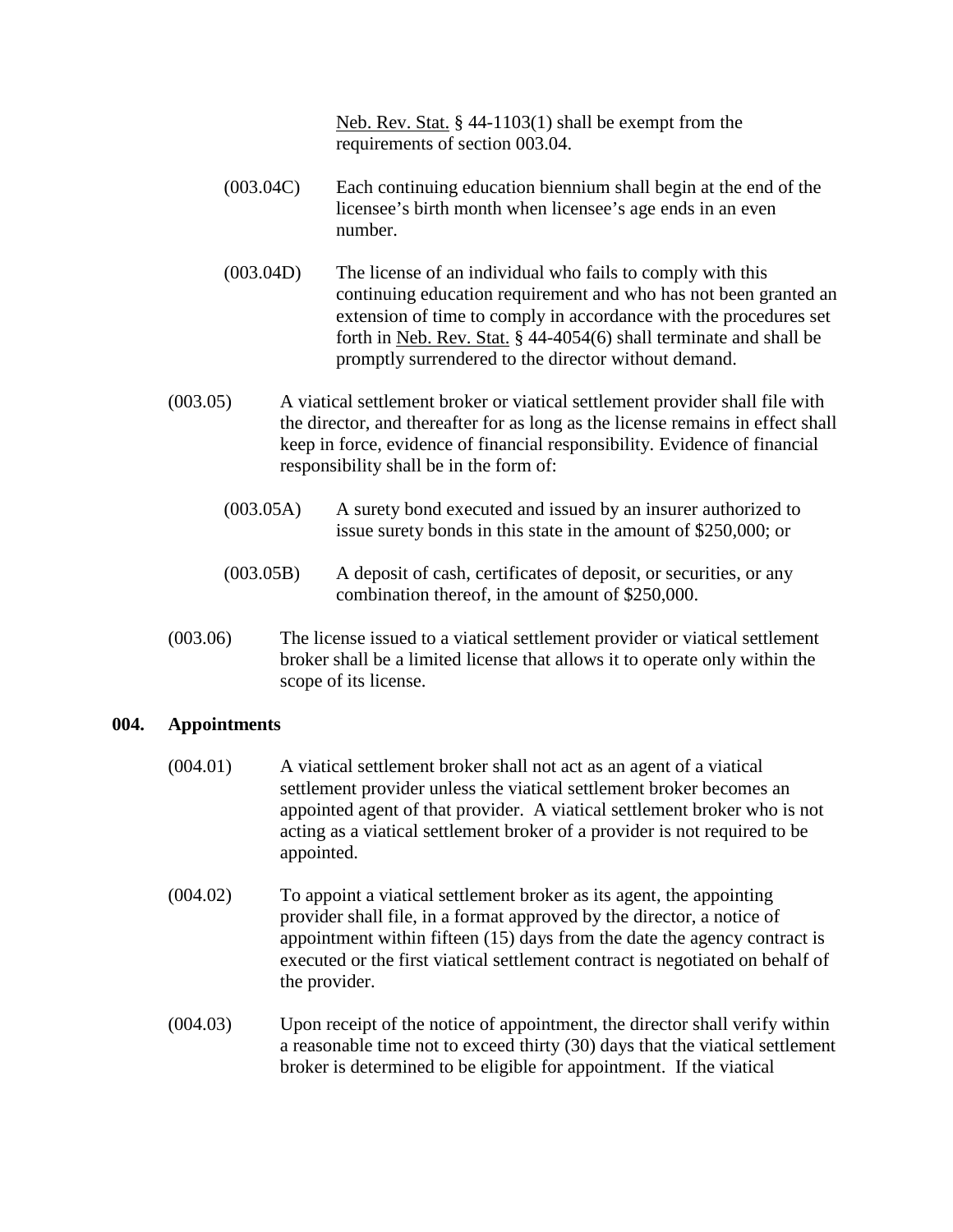Neb. Rev. Stat. § 44-1103(1) shall be exempt from the requirements of section 003.04.

(003.04C) Each continuing education biennium shall begin at the end of the licensee's birth month when licensee's age ends in an even number.

(003.04D) The license of an individual who fails to comply with this continuing education requirement and who has not been granted an extension of time to comply in accordance with the procedures set forth in Neb. Rev. Stat. § 44-4054(6) shall terminate and shall be promptly surrendered to the director without demand.

(003.05) A viatical settlement broker or viatical settlement provider shall file with the director, and thereafter for as long as the license remains in effect shall keep in force, evidence of financial responsibility. Evidence of financial responsibility shall be in the form of:

(003.05A) A surety bond executed and issued by an insurer authorized to issue surety bonds in this state in the amount of $250,000; or

(003.05B) A deposit of cash, certificates of deposit, or securities, or any combination thereof, in the amount of $250,000.

(003.06) The license issued to a viatical settlement provider or viatical settlement broker shall be a limited license that allows it to operate only within the scope of its license.

## 004. Appointments

(004.01) A viatical settlement broker shall not act as an agent of a viatical settlement provider unless the viatical settlement broker becomes an appointed agent of that provider. A viatical settlement broker who is not acting as a viatical settlement broker of a provider is not required to be appointed.

(004.02) To appoint a viatical settlement broker as its agent, the appointing provider shall file, in a format approved by the director, a notice of appointment within fifteen (15) days from the date the agency contract is executed or the first viatical settlement contract is negotiated on behalf of the provider.

(004.03) Upon receipt of the notice of appointment, the director shall verify within a reasonable time not to exceed thirty (30) days that the viatical settlement broker is determined to be eligible for appointment. If the viatical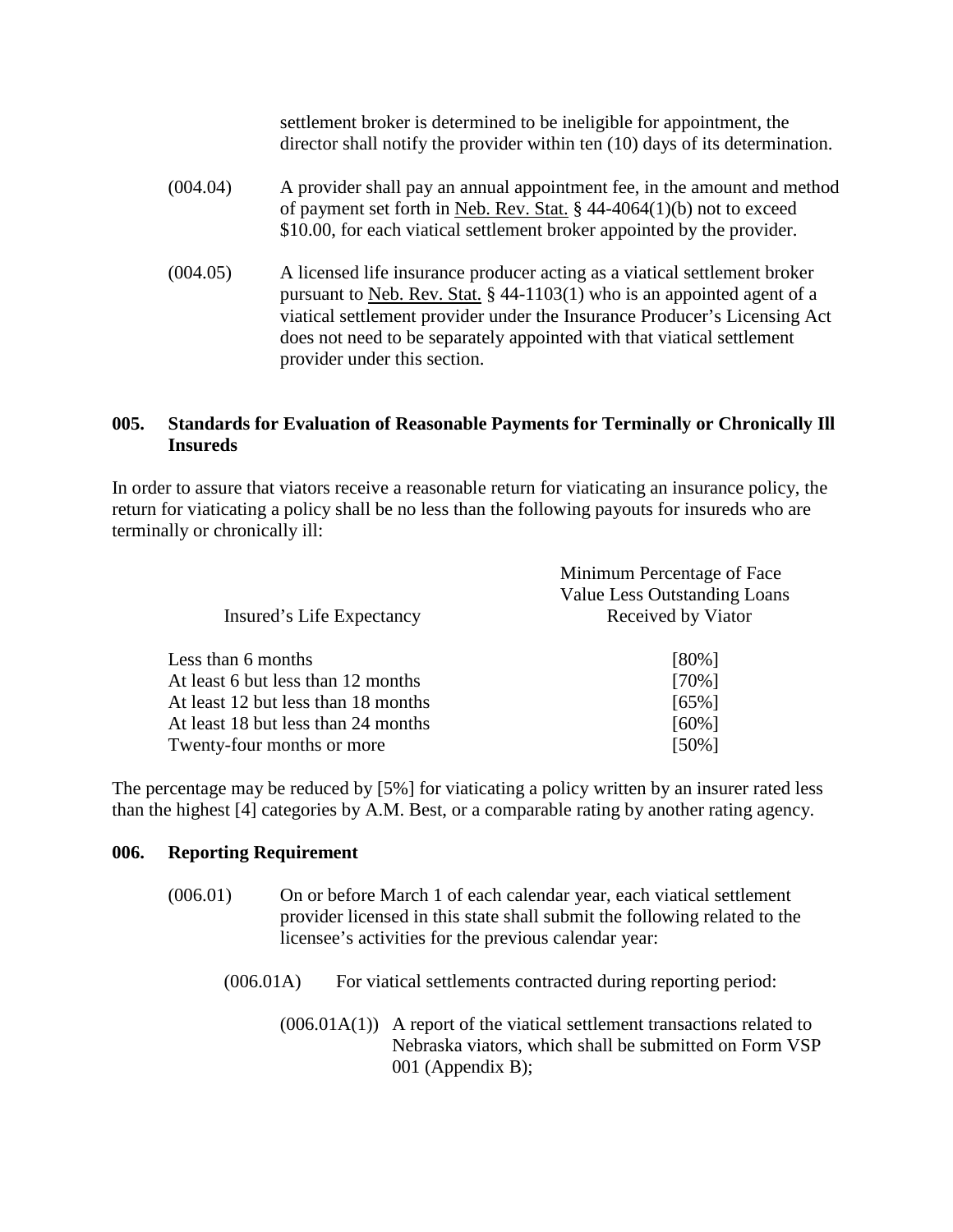settlement broker is determined to be ineligible for appointment, the director shall notify the provider within ten (10) days of its determination.

(004.04) A provider shall pay an annual appointment fee, in the amount and method of payment set forth in Neb. Rev. Stat. § 44-4064(1)(b) not to exceed $10.00, for each viatical settlement broker appointed by the provider.

(004.05) A licensed life insurance producer acting as a viatical settlement broker pursuant to Neb. Rev. Stat. § 44-1103(1) who is an appointed agent of a viatical settlement provider under the Insurance Producer's Licensing Act does not need to be separately appointed with that viatical settlement provider under this section.

**005. Standards for Evaluation of Reasonable Payments for Terminally or Chronically Ill Insureds**

In order to assure that viators receive a reasonable return for viaticating an insurance policy, the return for viaticating a policy shall be no less than the following payouts for insureds who are terminally or chronically ill:

| Insured's Life Expectancy | Minimum Percentage of Face Value Less Outstanding Loans Received by Viator |
|---|---|
| Less than 6 months | [80%] |
| At least 6 but less than 12 months | [70%] |
| At least 12 but less than 18 months | [65%] |
| At least 18 but less than 24 months | [60%] |
| Twenty-four months or more | [50%] |

The percentage may be reduced by [5%] for viaticating a policy written by an insurer rated less than the highest [4] categories by A.M. Best, or a comparable rating by another rating agency.

**006. Reporting Requirement**

(006.01) On or before March 1 of each calendar year, each viatical settlement provider licensed in this state shall submit the following related to the licensee's activities for the previous calendar year:

(006.01A) For viatical settlements contracted during reporting period:

(006.01A(1)) A report of the viatical settlement transactions related to Nebraska viators, which shall be submitted on Form VSP 001 (Appendix B);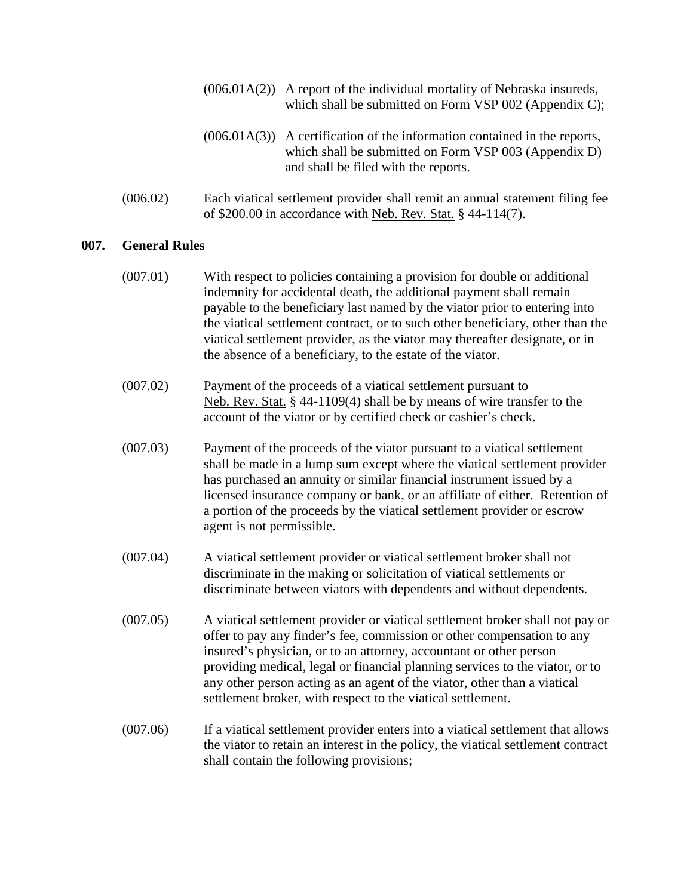(006.01A(2)) A report of the individual mortality of Nebraska insureds, which shall be submitted on Form VSP 002 (Appendix C);

(006.01A(3)) A certification of the information contained in the reports, which shall be submitted on Form VSP 003 (Appendix D) and shall be filed with the reports.

(006.02) Each viatical settlement provider shall remit an annual statement filing fee of $200.00 in accordance with Neb. Rev. Stat. § 44-114(7).

## 007. General Rules

(007.01) With respect to policies containing a provision for double or additional indemnity for accidental death, the additional payment shall remain payable to the beneficiary last named by the viator prior to entering into the viatical settlement contract, or to such other beneficiary, other than the viatical settlement provider, as the viator may thereafter designate, or in the absence of a beneficiary, to the estate of the viator.

(007.02) Payment of the proceeds of a viatical settlement pursuant to Neb. Rev. Stat. § 44-1109(4) shall be by means of wire transfer to the account of the viator or by certified check or cashier's check.

(007.03) Payment of the proceeds of the viator pursuant to a viatical settlement shall be made in a lump sum except where the viatical settlement provider has purchased an annuity or similar financial instrument issued by a licensed insurance company or bank, or an affiliate of either. Retention of a portion of the proceeds by the viatical settlement provider or escrow agent is not permissible.

(007.04) A viatical settlement provider or viatical settlement broker shall not discriminate in the making or solicitation of viatical settlements or discriminate between viators with dependents and without dependents.

(007.05) A viatical settlement provider or viatical settlement broker shall not pay or offer to pay any finder's fee, commission or other compensation to any insured's physician, or to an attorney, accountant or other person providing medical, legal or financial planning services to the viator, or to any other person acting as an agent of the viator, other than a viatical settlement broker, with respect to the viatical settlement.

(007.06) If a viatical settlement provider enters into a viatical settlement that allows the viator to retain an interest in the policy, the viatical settlement contract shall contain the following provisions;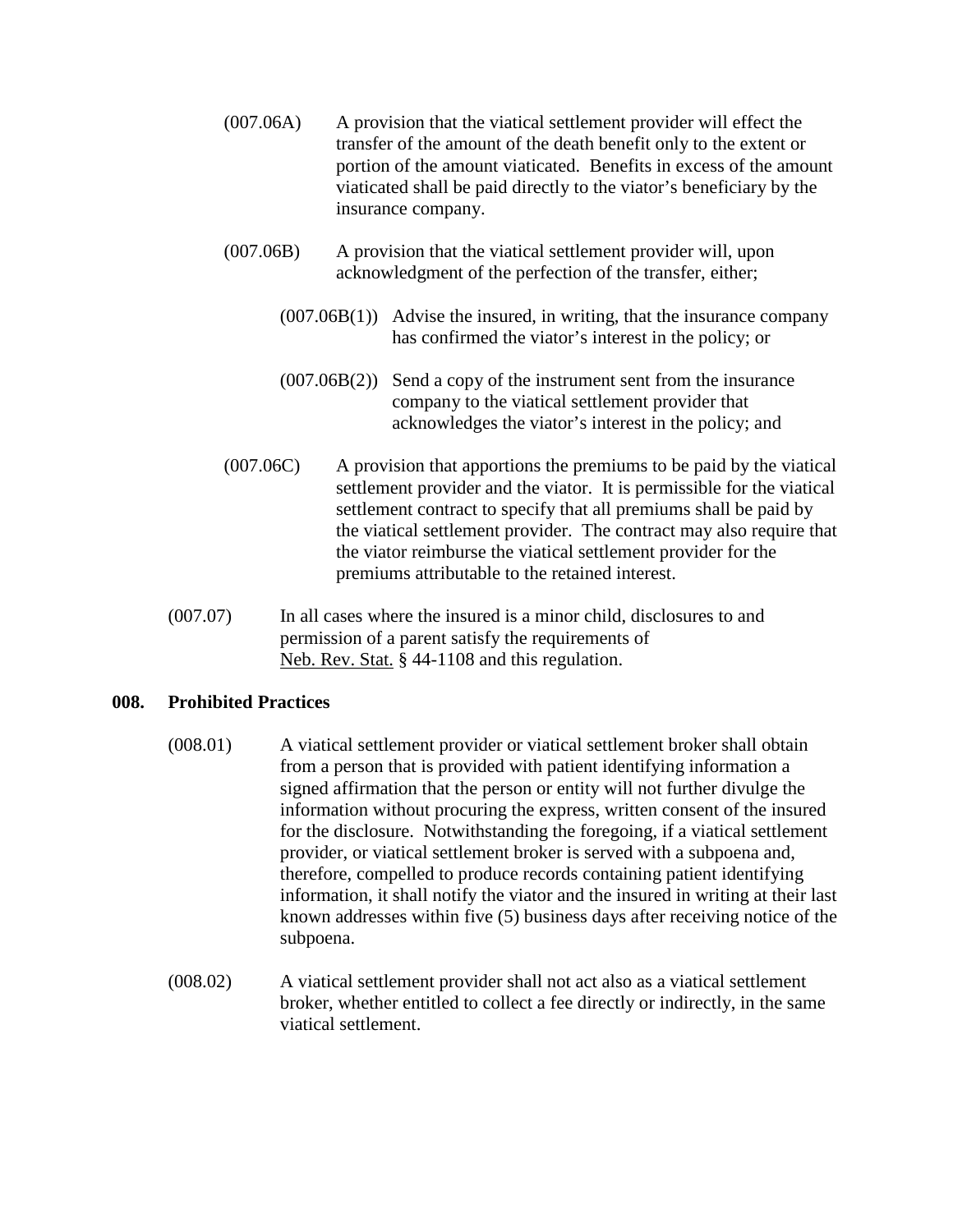(007.06A) A provision that the viatical settlement provider will effect the transfer of the amount of the death benefit only to the extent or portion of the amount viaticated. Benefits in excess of the amount viaticated shall be paid directly to the viator's beneficiary by the insurance company.

(007.06B) A provision that the viatical settlement provider will, upon acknowledgment of the perfection of the transfer, either;

(007.06B(1)) Advise the insured, in writing, that the insurance company has confirmed the viator's interest in the policy; or

(007.06B(2)) Send a copy of the instrument sent from the insurance company to the viatical settlement provider that acknowledges the viator's interest in the policy; and

(007.06C) A provision that apportions the premiums to be paid by the viatical settlement provider and the viator. It is permissible for the viatical settlement contract to specify that all premiums shall be paid by the viatical settlement provider. The contract may also require that the viator reimburse the viatical settlement provider for the premiums attributable to the retained interest.

(007.07) In all cases where the insured is a minor child, disclosures to and permission of a parent satisfy the requirements of Neb. Rev. Stat. § 44-1108 and this regulation.

## 008. Prohibited Practices

(008.01) A viatical settlement provider or viatical settlement broker shall obtain from a person that is provided with patient identifying information a signed affirmation that the person or entity will not further divulge the information without procuring the express, written consent of the insured for the disclosure. Notwithstanding the foregoing, if a viatical settlement provider, or viatical settlement broker is served with a subpoena and, therefore, compelled to produce records containing patient identifying information, it shall notify the viator and the insured in writing at their last known addresses within five (5) business days after receiving notice of the subpoena.

(008.02) A viatical settlement provider shall not act also as a viatical settlement broker, whether entitled to collect a fee directly or indirectly, in the same viatical settlement.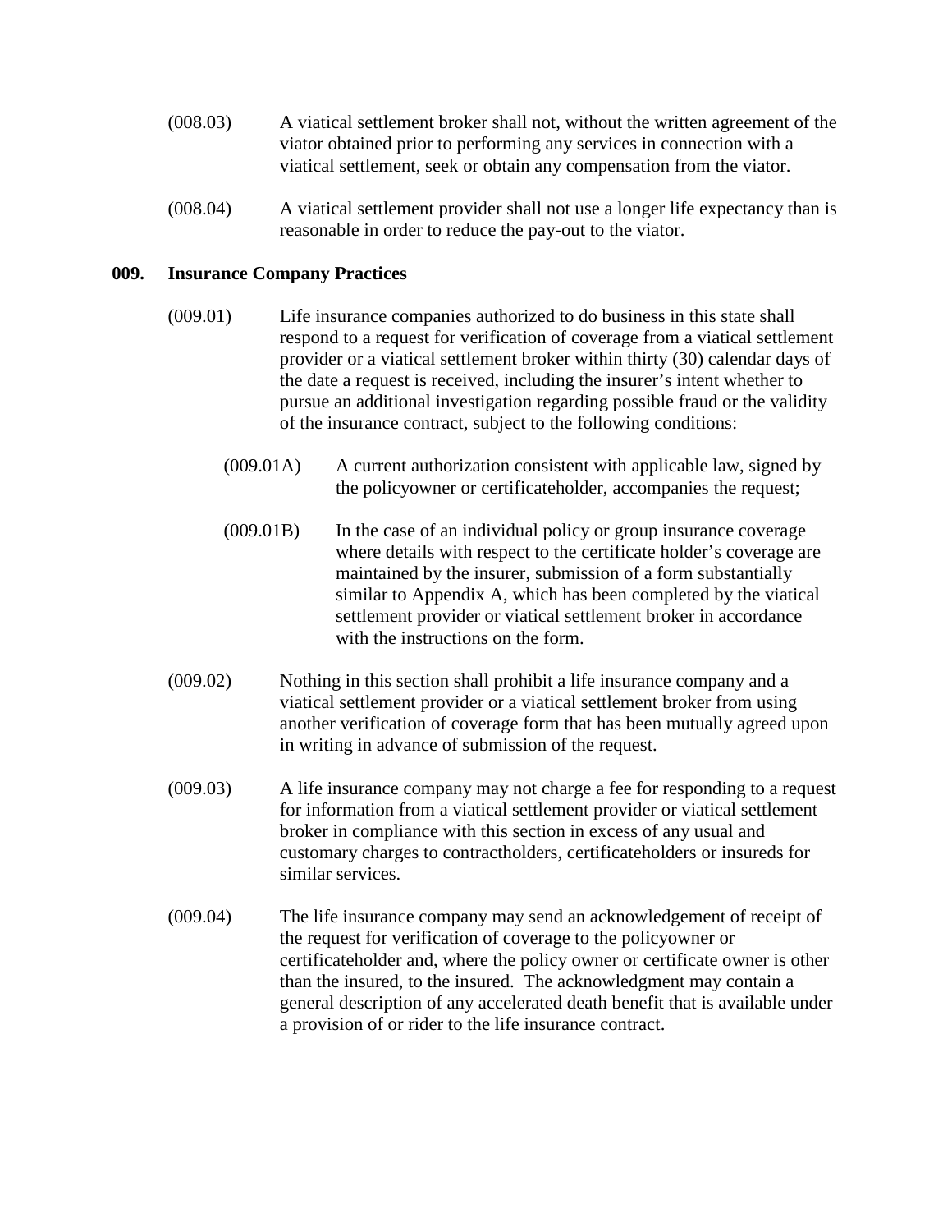(008.03) A viatical settlement broker shall not, without the written agreement of the viator obtained prior to performing any services in connection with a viatical settlement, seek or obtain any compensation from the viator.

(008.04) A viatical settlement provider shall not use a longer life expectancy than is reasonable in order to reduce the pay-out to the viator.

## 009. Insurance Company Practices

(009.01) Life insurance companies authorized to do business in this state shall respond to a request for verification of coverage from a viatical settlement provider or a viatical settlement broker within thirty (30) calendar days of the date a request is received, including the insurer's intent whether to pursue an additional investigation regarding possible fraud or the validity of the insurance contract, subject to the following conditions:

(009.01A) A current authorization consistent with applicable law, signed by the policyowner or certificateholder, accompanies the request;

(009.01B) In the case of an individual policy or group insurance coverage where details with respect to the certificate holder's coverage are maintained by the insurer, submission of a form substantially similar to Appendix A, which has been completed by the viatical settlement provider or viatical settlement broker in accordance with the instructions on the form.

(009.02) Nothing in this section shall prohibit a life insurance company and a viatical settlement provider or a viatical settlement broker from using another verification of coverage form that has been mutually agreed upon in writing in advance of submission of the request.

(009.03) A life insurance company may not charge a fee for responding to a request for information from a viatical settlement provider or viatical settlement broker in compliance with this section in excess of any usual and customary charges to contractholders, certificateholders or insureds for similar services.

(009.04) The life insurance company may send an acknowledgement of receipt of the request for verification of coverage to the policyowner or certificateholder and, where the policy owner or certificate owner is other than the insured, to the insured. The acknowledgment may contain a general description of any accelerated death benefit that is available under a provision of or rider to the life insurance contract.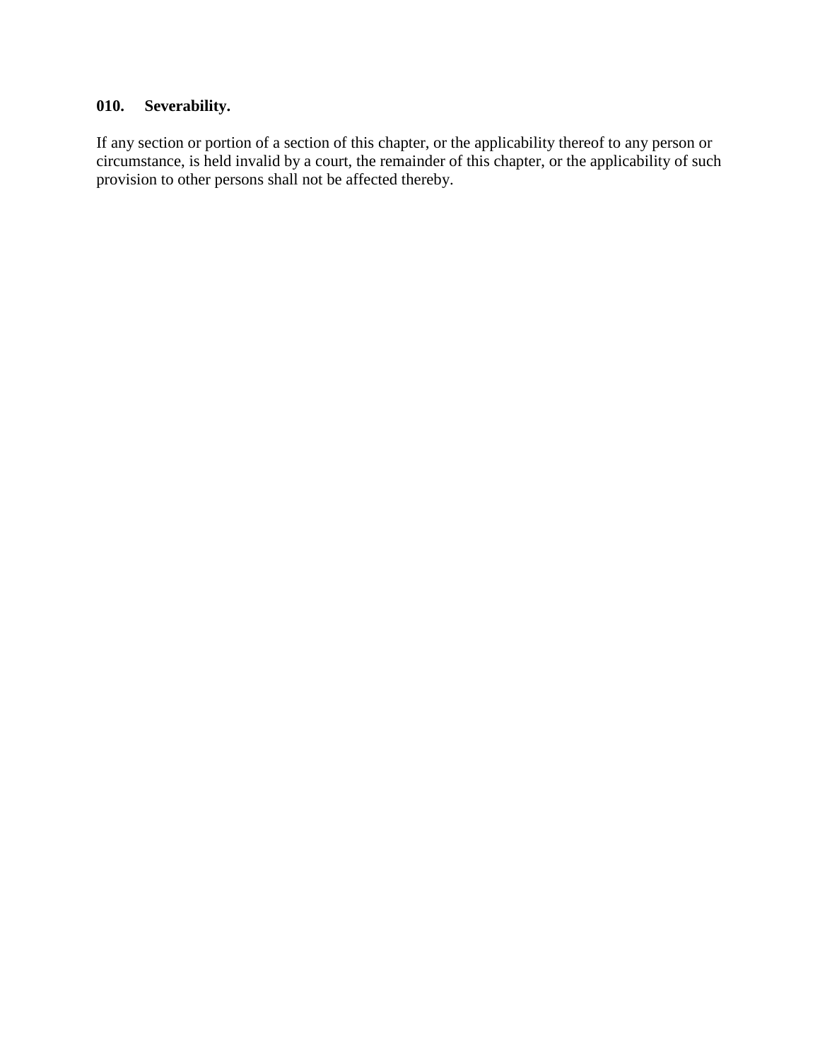**010. Severability.**

If any section or portion of a section of this chapter, or the applicability thereof to any person or circumstance, is held invalid by a court, the remainder of this chapter, or the applicability of such provision to other persons shall not be affected thereby.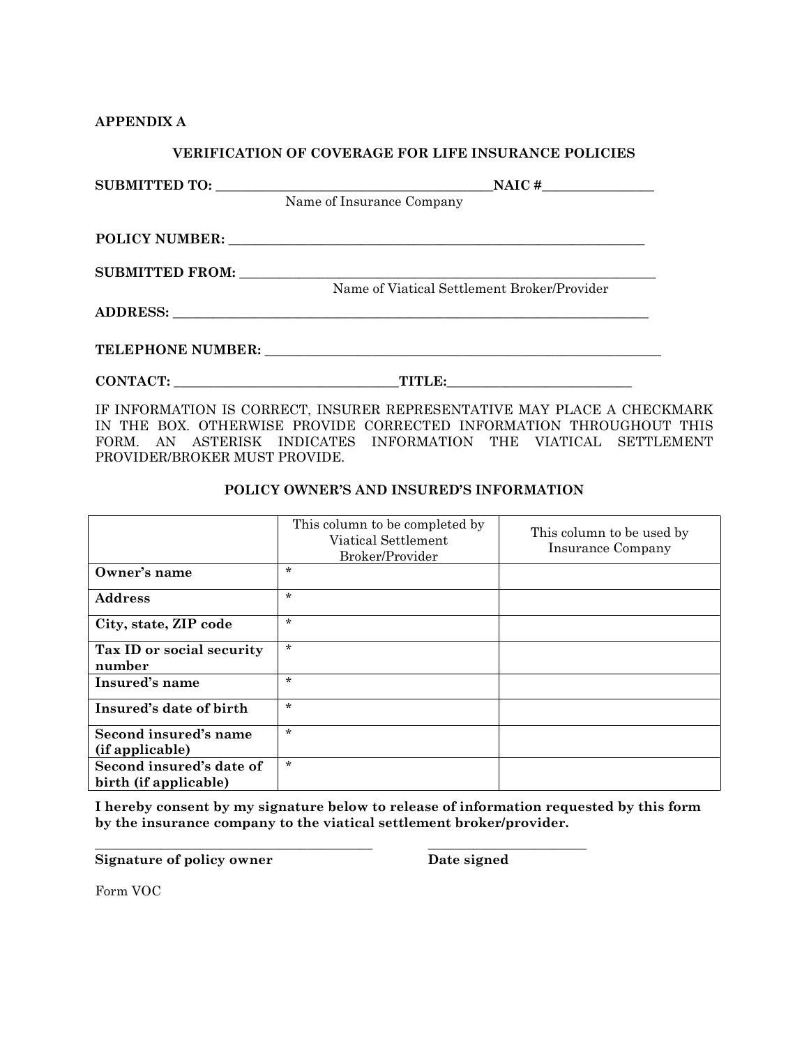**APPENDIX A**

## VERIFICATION OF COVERAGE FOR LIFE INSURANCE POLICIES

**SUBMITTED TO:** ________________________________________ **NAIC #** ________________
Name of Insurance Company

**POLICY NUMBER:** ____________________________________________________________

**SUBMITTED FROM:** ____________________________________________________________
Name of Viatical Settlement Broker/Provider

**ADDRESS:** ___________________________________________________________________

**TELEPHONE NUMBER:** __________________________________________________________

**CONTACT:** _________________________________ **TITLE:** ___________________________

IF INFORMATION IS CORRECT, INSURER REPRESENTATIVE MAY PLACE A CHECKMARK IN THE BOX. OTHERWISE PROVIDE CORRECTED INFORMATION THROUGHOUT THIS FORM. AN ASTERISK INDICATES INFORMATION THE VIATICAL SETTLEMENT PROVIDER/BROKER MUST PROVIDE.

### POLICY OWNER'S AND INSURED'S INFORMATION

| | This column to be completed by Viatical Settlement Broker/Provider | This column to be used by Insurance Company |
|---|---|---|
| **Owner's name** | * | |
| **Address** | * | |
| **City, state, ZIP code** | * | |
| **Tax ID or social security number** | * | |
| **Insured's name** | * | |
| **Insured's date of birth** | * | |
| **Second insured's name (if applicable)** | * | |
| **Second insured's date of birth (if applicable)** | * | |

**I hereby consent by my signature below to release of information requested by this form by the insurance company to the viatical settlement broker/provider.**

__________________________________________ ________________________
**Signature of policy owner** **Date signed**

Form VOC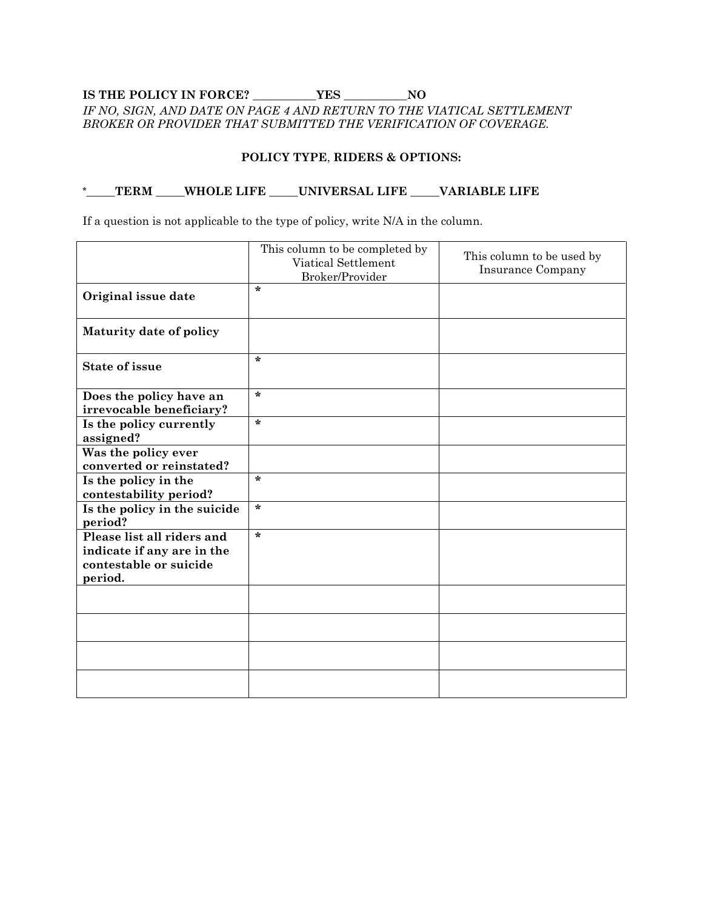**IS THE POLICY IN FORCE? ___________YES ___________NO**

*IF NO, SIGN, AND DATE ON PAGE 4 AND RETURN TO THE VIATICAL SETTLEMENT BROKER OR PROVIDER THAT SUBMITTED THE VERIFICATION OF COVERAGE.*

**POLICY TYPE, RIDERS & OPTIONS:**

**\*_____TERM _____WHOLE LIFE _____UNIVERSAL LIFE _____VARIABLE LIFE**

If a question is not applicable to the type of policy, write N/A in the column.

| | This column to be completed by Viatical Settlement Broker/Provider | This column to be used by Insurance Company |
|---|---|---|
| **Original issue date** | * | |
| **Maturity date of policy** | | |
| **State of issue** | * | |
| **Does the policy have an irrevocable beneficiary?** | * | |
| **Is the policy currently assigned?** | * | |
| **Was the policy ever converted or reinstated?** | | |
| **Is the policy in the contestability period?** | * | |
| **Is the policy in the suicide period?** | * | |
| **Please list all riders and indicate if any are in the contestable or suicide period.** | * | |
| | | |
| | | |
| | | |
| | | |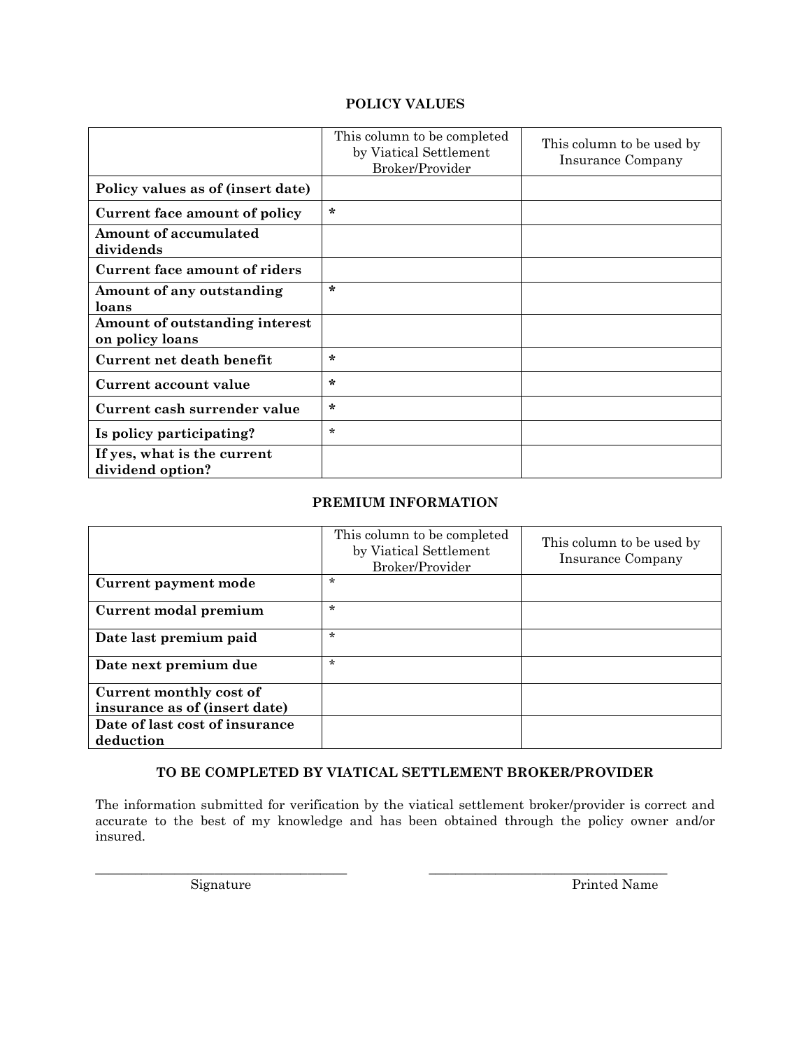## POLICY VALUES

| | This column to be completed by Viatical Settlement Broker/Provider | This column to be used by Insurance Company |
|---|---|---|
| **Policy values as of (insert date)** | | |
| **Current face amount of policy** | * | |
| **Amount of accumulated dividends** | | |
| **Current face amount of riders** | | |
| **Amount of any outstanding loans** | * | |
| **Amount of outstanding interest on policy loans** | | |
| **Current net death benefit** | * | |
| **Current account value** | * | |
| **Current cash surrender value** | * | |
| **Is policy participating?** | * | |
| **If yes, what is the current dividend option?** | | |

## PREMIUM INFORMATION

| | This column to be completed by Viatical Settlement Broker/Provider | This column to be used by Insurance Company |
|---|---|---|
| **Current payment mode** | * | |
| **Current modal premium** | * | |
| **Date last premium paid** | * | |
| **Date next premium due** | * | |
| **Current monthly cost of insurance as of (insert date)** | | |
| **Date of last cost of insurance deduction** | | |

## TO BE COMPLETED BY VIATICAL SETTLEMENT BROKER/PROVIDER

The information submitted for verification by the viatical settlement broker/provider is correct and accurate to the best of my knowledge and has been obtained through the policy owner and/or insured.

\_\_\_\_\_\_\_\_\_\_\_\_\_\_\_\_\_\_\_\_\_\_\_\_\_\_\_\_\_\_\_\_\_\_\_\_\_\_ \_\_\_\_\_\_\_\_\_\_\_\_\_\_\_\_\_\_\_\_\_\_\_\_\_\_\_\_\_\_\_\_\_\_\_\_\_\_

Signature Printed Name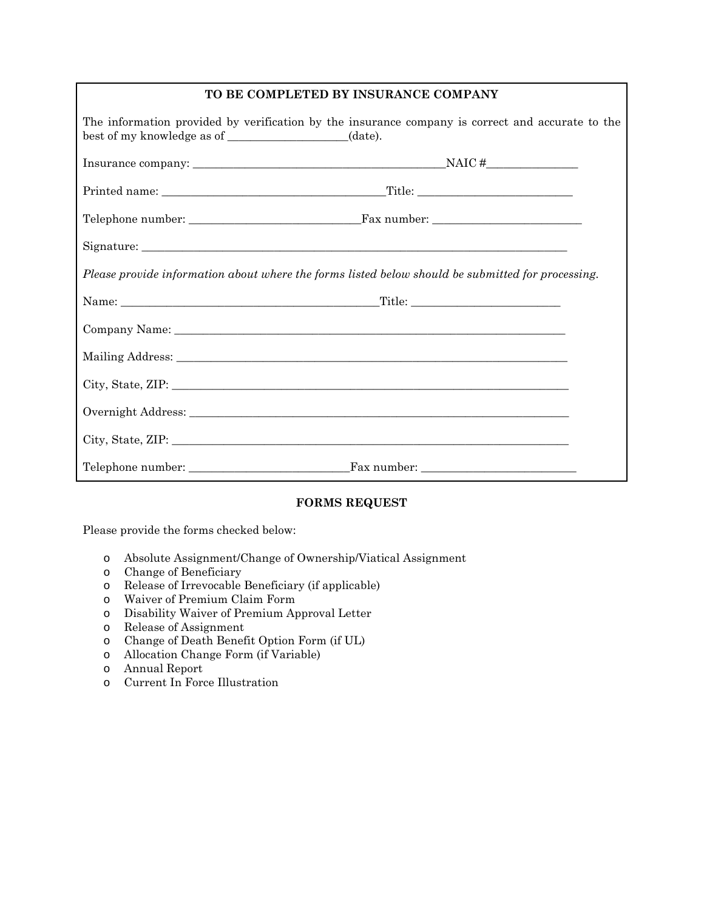**TO BE COMPLETED BY INSURANCE COMPANY**

The information provided by verification by the insurance company is correct and accurate to the best of my knowledge as of ____________________(date).

Insurance company: __________________________________________NAIC #________________

Printed name: _____________________________________Title: __________________________

Telephone number: ____________________________Fax number: ________________________

Signature: ________________________________________________________________________

*Please provide information about where the forms listed below should be submitted for processing.*

Name: _____________________________________________Title: _________________________

Company Name: _________________________________________________________________

Mailing Address: ________________________________________________________________

City, State, ZIP: _________________________________________________________________

Overnight Address: ______________________________________________________________

City, State, ZIP: _________________________________________________________________

Telephone number: ___________________________Fax number: __________________________

**FORMS REQUEST**

Please provide the forms checked below:

- Absolute Assignment/Change of Ownership/Viatical Assignment
- Change of Beneficiary
- Release of Irrevocable Beneficiary (if applicable)
- Waiver of Premium Claim Form
- Disability Waiver of Premium Approval Letter
- Release of Assignment
- Change of Death Benefit Option Form (if UL)
- Allocation Change Form (if Variable)
- Annual Report
- Current In Force Illustration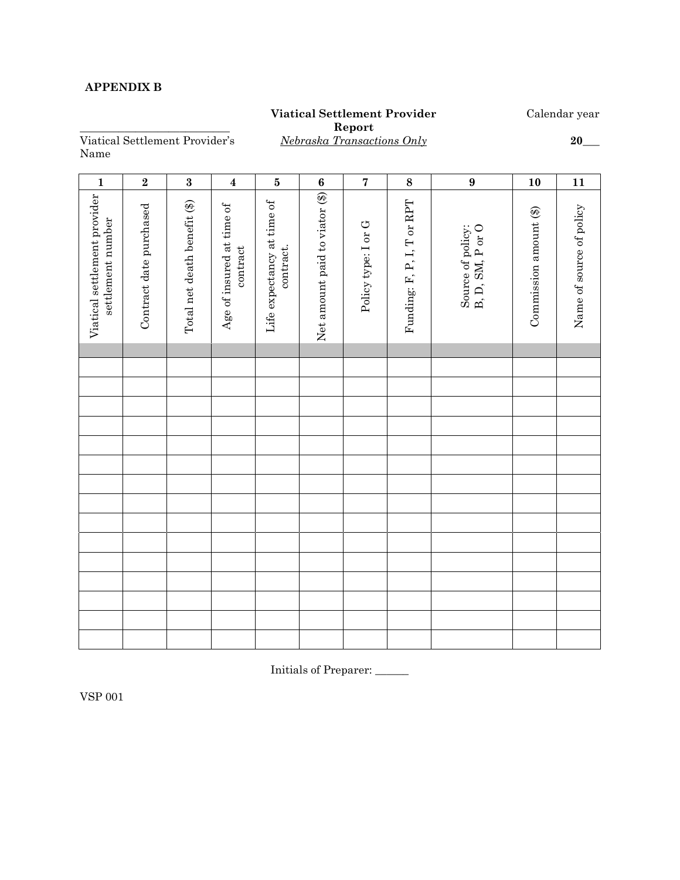**APPENDIX B**

**Viatical Settlement Provider Report**
*Nebraska Transactions Only*

Calendar year

**20___**

\_\_\_\_\_\_\_\_\_\_\_\_\_\_\_\_\_\_\_\_\_\_\_\_\_\_\_\_
Viatical Settlement Provider's Name

| 1 | 2 | 3 | 4 | 5 | 6 | 7 | 8 | 9 | 10 | 11 |
|---|---|---|---|---|---|---|---|---|---|---|
| Viatical settlement provider settlement number | Contract date purchased | Total net death benefit ($) | Age of insured at time of contract | Life expectancy at time of contract. | Net amount paid to viator ($) | Policy type: I or G | Funding: F, P, I, T or RPT | Source of policy: B, D, SM, P or O | Commission amount ($) | Name of source of policy |
| | | | | | | | | | | |
| | | | | | | | | | | |
| | | | | | | | | | | |
| | | | | | | | | | | |
| | | | | | | | | | | |
| | | | | | | | | | | |
| | | | | | | | | | | |
| | | | | | | | | | | |
| | | | | | | | | | | |
| | | | | | | | | | | |
| | | | | | | | | | | |
| | | | | | | | | | | |
| | | | | | | | | | | |
| | | | | | | | | | | |
| | | | | | | | | | | |
| | | | | | | | | | | |

Initials of Preparer: \_\_\_\_\_\_

VSP 001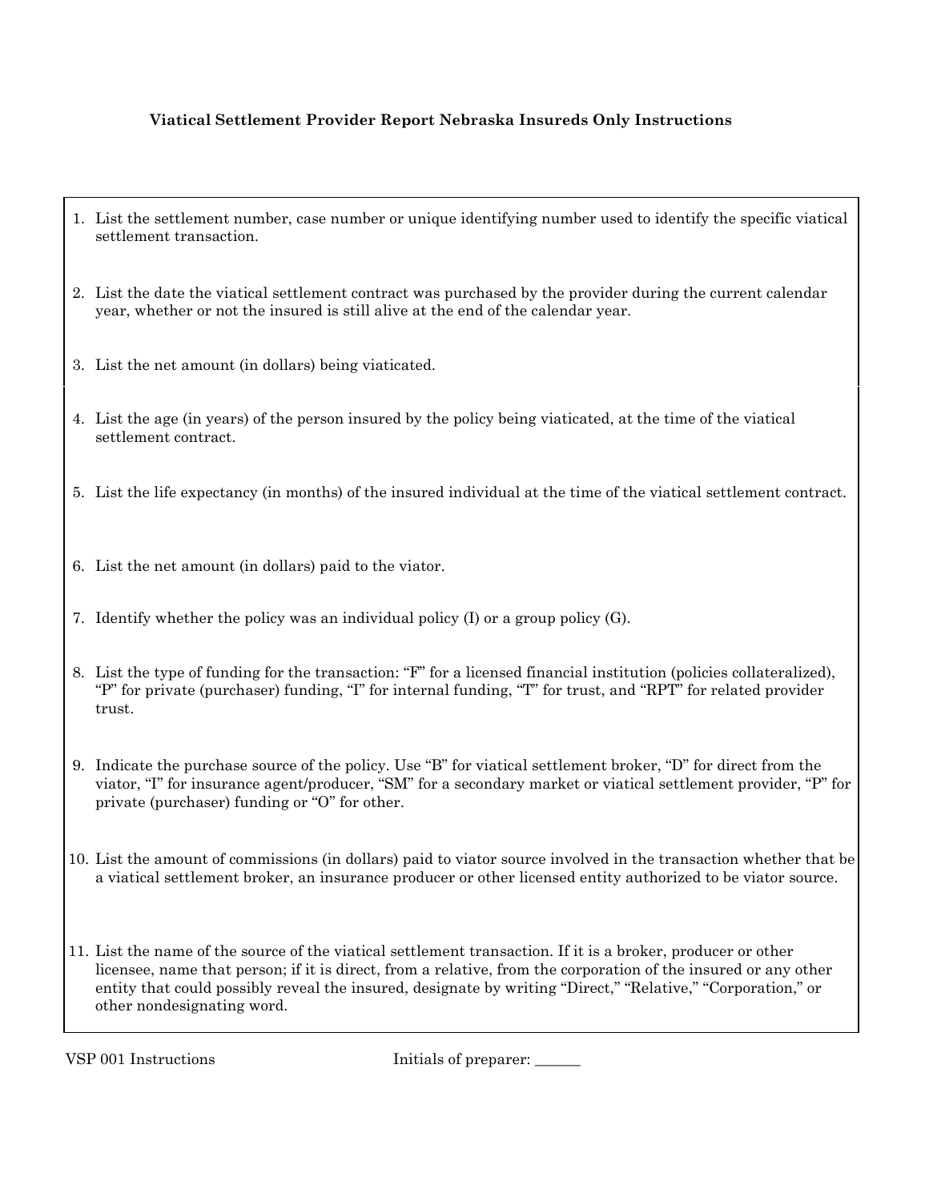**Viatical Settlement Provider Report Nebraska Insureds Only Instructions**

1. List the settlement number, case number or unique identifying number used to identify the specific viatical settlement transaction.
2. List the date the viatical settlement contract was purchased by the provider during the current calendar year, whether or not the insured is still alive at the end of the calendar year.
3. List the net amount (in dollars) being viaticated.
4. List the age (in years) of the person insured by the policy being viaticated, at the time of the viatical settlement contract.
5. List the life expectancy (in months) of the insured individual at the time of the viatical settlement contract.
6. List the net amount (in dollars) paid to the viator.
7. Identify whether the policy was an individual policy (I) or a group policy (G).
8. List the type of funding for the transaction: "F" for a licensed financial institution (policies collateralized), "P" for private (purchaser) funding, "I" for internal funding, "T" for trust, and "RPT" for related provider trust.
9. Indicate the purchase source of the policy. Use "B" for viatical settlement broker, "D" for direct from the viator, "I" for insurance agent/producer, "SM" for a secondary market or viatical settlement provider, "P" for private (purchaser) funding or "O" for other.
10. List the amount of commissions (in dollars) paid to viator source involved in the transaction whether that be a viatical settlement broker, an insurance producer or other licensed entity authorized to be viator source.
11. List the name of the source of the viatical settlement transaction. If it is a broker, producer or other licensee, name that person; if it is direct, from a relative, from the corporation of the insured or any other entity that could possibly reveal the insured, designate by writing "Direct," "Relative," "Corporation," or other nondesignating word.

VSP 001 Instructions

Initials of preparer: ______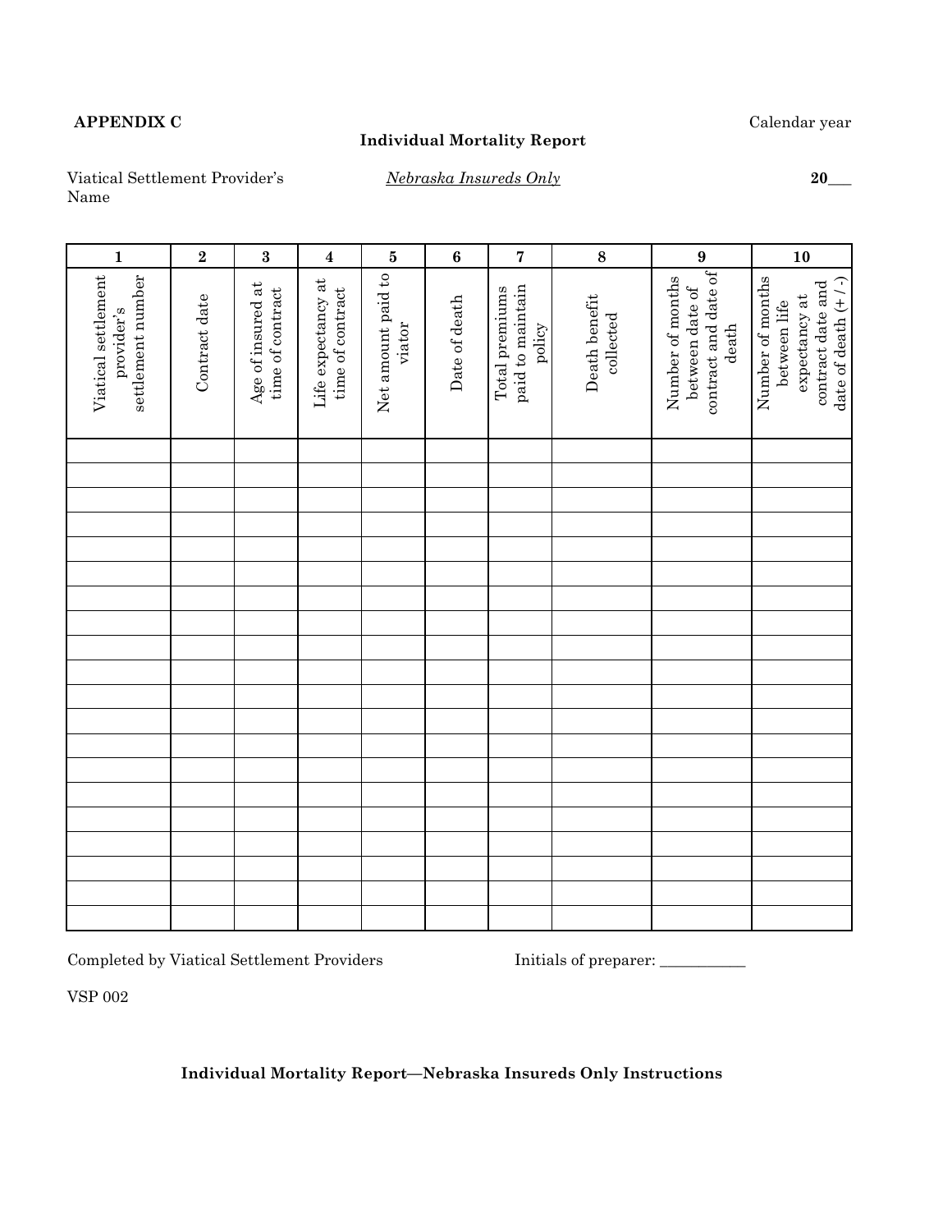**APPENDIX C**

Calendar year

**Individual Mortality Report**

Viatical Settlement Provider's Name

*Nebraska Insureds Only*

**20___**

| 1 | 2 | 3 | 4 | 5 | 6 | 7 | 8 | 9 | 10 |
|---|---|---|---|---|---|---|---|---|---|
| Viatical settlement provider's settlement number | Contract date | Age of insured at time of contract | Life expectancy at time of contract | Net amount paid to viator | Date of death | Total premiums paid to maintain policy | Death benefit collected | Number of months between date of contract and date of death | Number of months between life expectancy at contract date and date of death (+ / -) |
| | | | | | | | | | |
| | | | | | | | | | |
| | | | | | | | | | |
| | | | | | | | | | |
| | | | | | | | | | |
| | | | | | | | | | |
| | | | | | | | | | |
| | | | | | | | | | |
| | | | | | | | | | |
| | | | | | | | | | |
| | | | | | | | | | |
| | | | | | | | | | |
| | | | | | | | | | |
| | | | | | | | | | |
| | | | | | | | | | |
| | | | | | | | | | |
| | | | | | | | | | |
| | | | | | | | | | |
| | | | | | | | | | |
| | | | | | | | | | |

Completed by Viatical Settlement Providers

Initials of preparer: ___________

VSP 002

**Individual Mortality Report—Nebraska Insureds Only Instructions**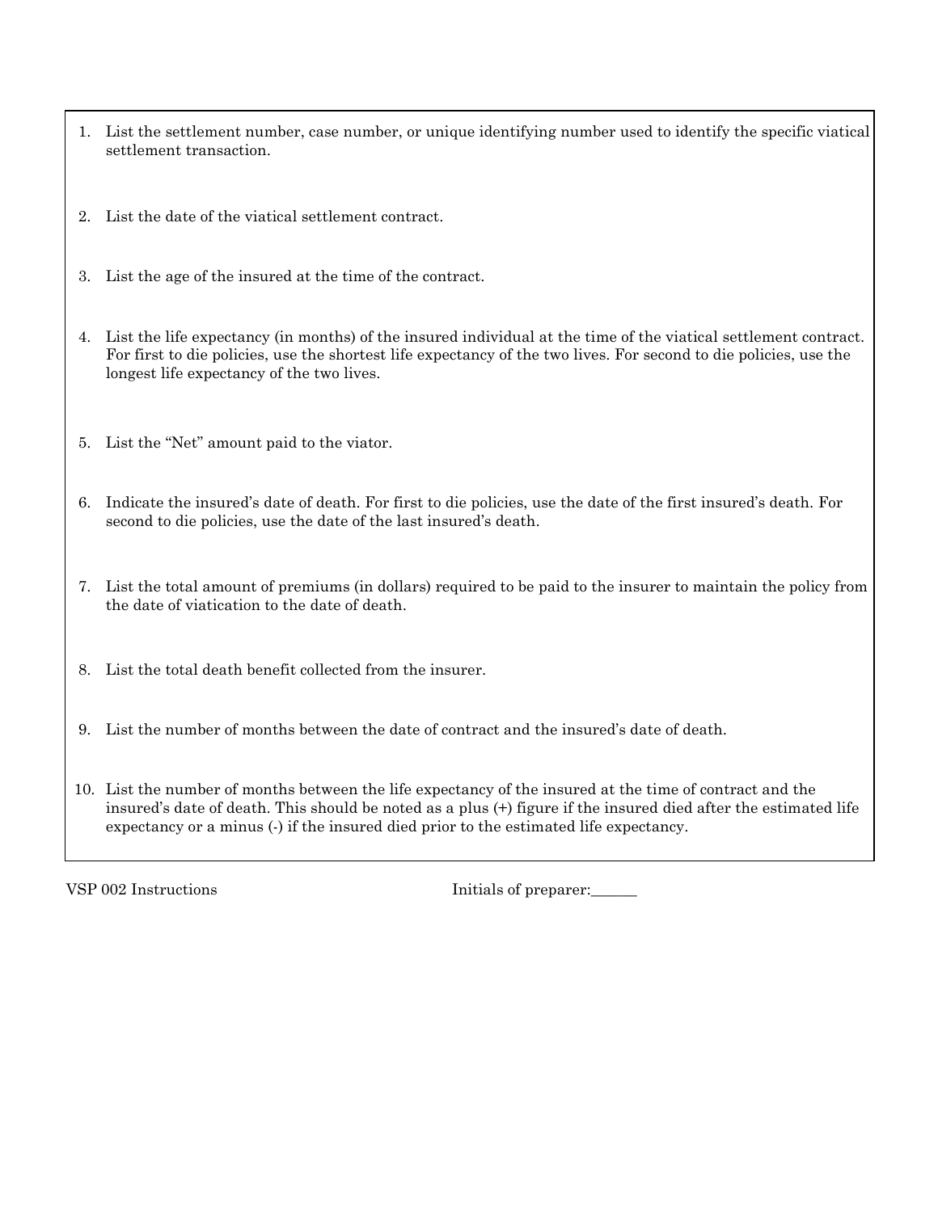1. List the settlement number, case number, or unique identifying number used to identify the specific viatical settlement transaction.

2. List the date of the viatical settlement contract.

3. List the age of the insured at the time of the contract.

4. List the life expectancy (in months) of the insured individual at the time of the viatical settlement contract. For first to die policies, use the shortest life expectancy of the two lives. For second to die policies, use the longest life expectancy of the two lives.

5. List the "Net" amount paid to the viator.

6. Indicate the insured's date of death. For first to die policies, use the date of the first insured's death. For second to die policies, use the date of the last insured's death.

7. List the total amount of premiums (in dollars) required to be paid to the insurer to maintain the policy from the date of viatication to the date of death.

8. List the total death benefit collected from the insurer.

9. List the number of months between the date of contract and the insured's date of death.

10. List the number of months between the life expectancy of the insured at the time of contract and the insured's date of death. This should be noted as a plus (+) figure if the insured died after the estimated life expectancy or a minus (-) if the insured died prior to the estimated life expectancy.

VSP 002 Instructions

Initials of preparer:______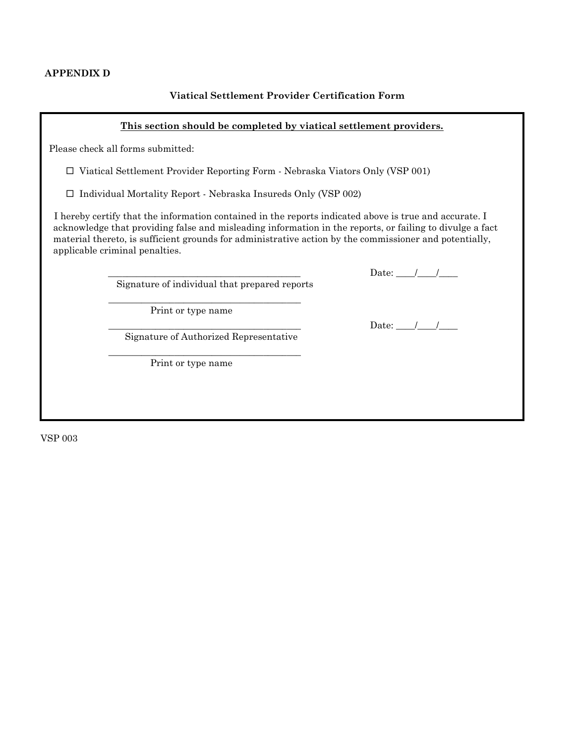**APPENDIX D**

**Viatical Settlement Provider Certification Form**

**<u>This section should be completed by viatical settlement providers.</u>**

Please check all forms submitted:

☐ Viatical Settlement Provider Reporting Form - Nebraska Viators Only (VSP 001)

☐ Individual Mortality Report - Nebraska Insureds Only (VSP 002)

I hereby certify that the information contained in the reports indicated above is true and accurate. I acknowledge that providing false and misleading information in the reports, or failing to divulge a fact material thereto, is sufficient grounds for administrative action by the commissioner and potentially, applicable criminal penalties.

________________________________________ Date: ____/____/____
Signature of individual that prepared reports

________________________________________
Print or type name

________________________________________ Date: ____/____/____
Signature of Authorized Representative

________________________________________
Print or type name

VSP 003